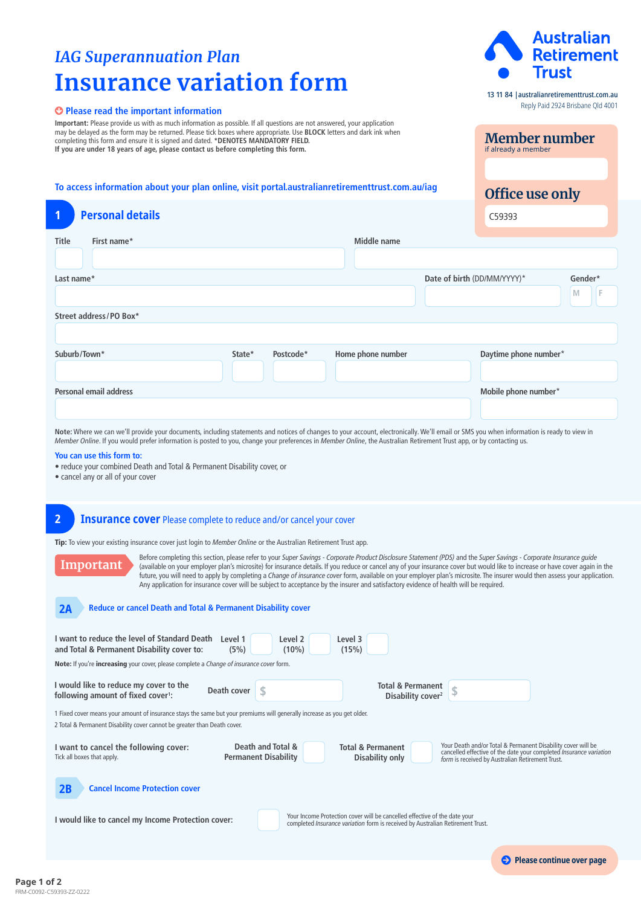*IAG Superannuation Plan*

# Insurance variation form

Australian Retirement Trust

13 11 84 | australianretirementtrust.com.au
Reply Paid 2924 Brisbane Qld 4001

**Member number**
if already a member

**Office use only**
C59393

**Please read the important information**

**Important:** Please provide us with as much information as possible. If all questions are not answered, your application may be delayed as the form may be returned. Please tick boxes where appropriate. Use **BLOCK** letters and dark ink when completing this form and ensure it is signed and dated. ***DENOTES MANDATORY FIELD.**
**If you are under 18 years of age, please contact us before completing this form.**

To access information about your plan online, visit portal.australianretirementtrust.com.au/iag

## 1 Personal details

Title | First name* | Middle name

Last name* | Date of birth (DD/MM/YYYY)* | Gender* M F

Street address/PO Box*

Suburb/Town* | State* | Postcode* | Home phone number | Daytime phone number*

Personal email address | Mobile phone number*

**Note:** Where we can we'll provide your documents, including statements and notices of changes to your account, electronically. We'll email or SMS you when information is ready to view in *Member Online*. If you would prefer information is posted to you, change your preferences in *Member Online*, the Australian Retirement Trust app, or by contacting us.

**You can use this form to:**

- reduce your combined Death and Total & Permanent Disability cover, or
- cancel any or all of your cover

## 2 Insurance cover Please complete to reduce and/or cancel your cover

**Tip:** To view your existing insurance cover just login to *Member Online* or the Australian Retirement Trust app.

**Important** Before completing this section, please refer to your *Super Savings - Corporate Product Disclosure Statement (PDS)* and the *Super Savings - Corporate Insurance guide* (available on your employer plan's microsite) for insurance details. If you reduce or cancel any of your insurance cover but would like to increase or have cover again in the future, you will need to apply by completing a *Change of insurance cover* form, available on your employer plan's microsite. The insurer would then assess your application. Any application for insurance cover will be subject to acceptance by the insurer and satisfactory evidence of health will be required.

### 2A Reduce or cancel Death and Total & Permanent Disability cover

**I want to reduce the level of Standard Death and Total & Permanent Disability cover to:** Level 1 (5%) ☐ Level 2 (10%) ☐ Level 3 (15%) ☐

**Note:** If you're **increasing** your cover, please complete a *Change of insurance cover* form.

**I would like to reduce my cover to the following amount of fixed cover[1]:** Death cover $ ______ Total & Permanent Disability cover[2] $ ______

1 Fixed cover means your amount of insurance stays the same but your premiums will generally increase as you get older.
2 Total & Permanent Disability cover cannot be greater than Death cover.

**I want to cancel the following cover:**
Tick all boxes that apply.

Death and Total & Permanent Disability ☐ Total & Permanent Disability only ☐

Your Death and/or Total & Permanent Disability cover will be cancelled effective of the date your completed *Insurance variation form* is received by Australian Retirement Trust.

### 2B Cancel Income Protection cover

**I would like to cancel my Income Protection cover:** ☐

Your Income Protection cover will be cancelled effective of the date your completed *Insurance variation* form is received by Australian Retirement Trust.

**Please continue over page**

FRM-C0092-C59393-ZZ-0222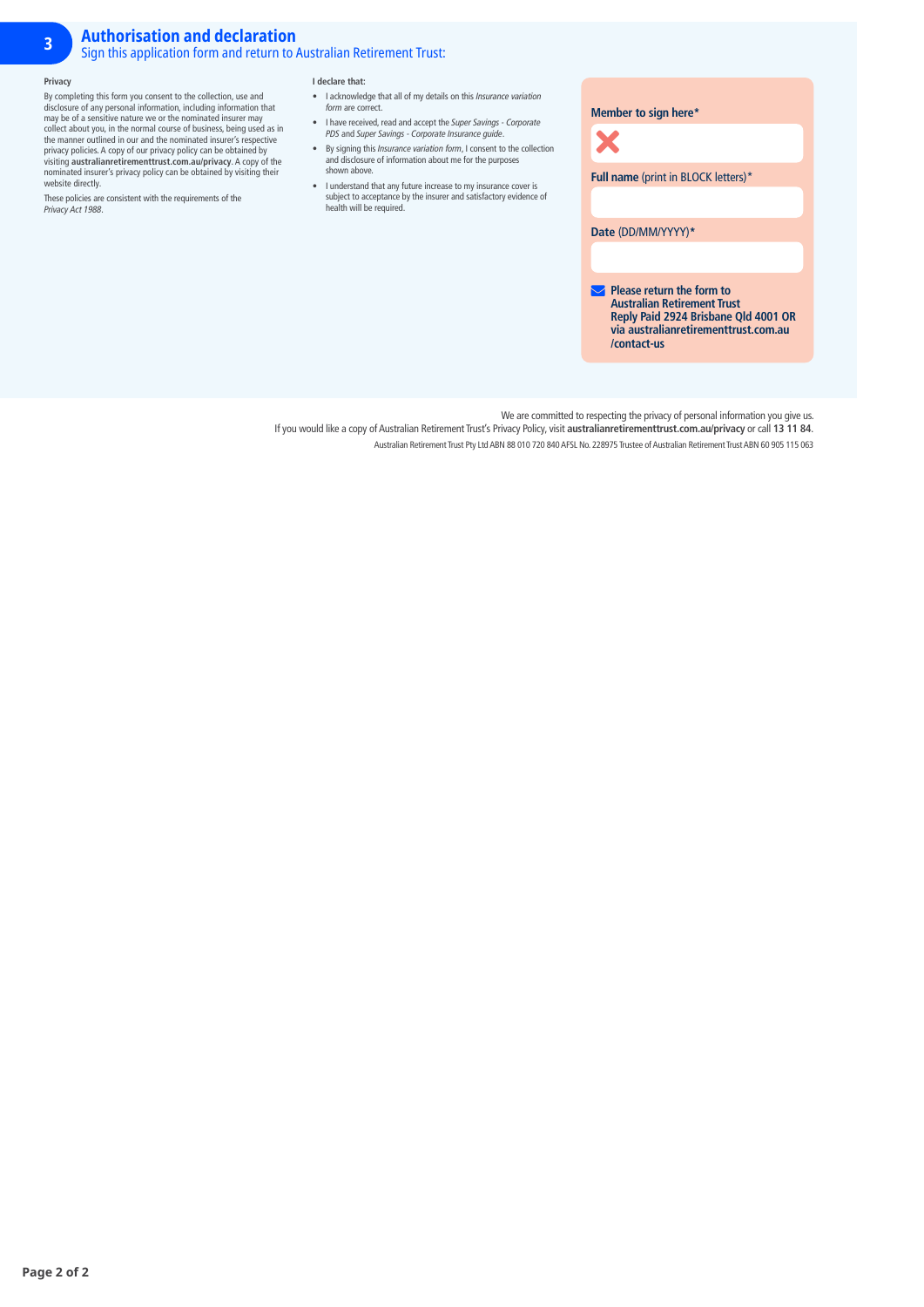## 3 Authorisation and declaration

Sign this application form and return to Australian Retirement Trust:

**Privacy**

By completing this form you consent to the collection, use and disclosure of any personal information, including information that may be of a sensitive nature we or the nominated insurer may collect about you, in the normal course of business, being used as in the manner outlined in our and the nominated insurer's respective privacy policies. A copy of our privacy policy can be obtained by visiting **australianretirementtrust.com.au/privacy**. A copy of the nominated insurer's privacy policy can be obtained by visiting their website directly.

These policies are consistent with the requirements of the *Privacy Act 1988*.

**I declare that:**

- I acknowledge that all of my details on this *Insurance variation form* are correct.
- I have received, read and accept the *Super Savings - Corporate PDS* and *Super Savings - Corporate Insurance guide*.
- By signing this *Insurance variation form*, I consent to the collection and disclosure of information about me for the purposes shown above.
- I understand that any future increase to my insurance cover is subject to acceptance by the insurer and satisfactory evidence of health will be required.

**Member to sign here***

✗

**Full name** (print in BLOCK letters)*

**Date** (DD/MM/YYYY)*

**Please return the form to Australian Retirement Trust Reply Paid 2924 Brisbane Qld 4001 OR via australianretirementtrust.com.au /contact-us**

We are committed to respecting the privacy of personal information you give us.
If you would like a copy of Australian Retirement Trust's Privacy Policy, visit **australianretirementtrust.com.au/privacy** or call **13 11 84**.

Australian Retirement Trust Pty Ltd ABN 88 010 720 840 AFSL No. 228975 Trustee of Australian Retirement Trust ABN 60 905 115 063